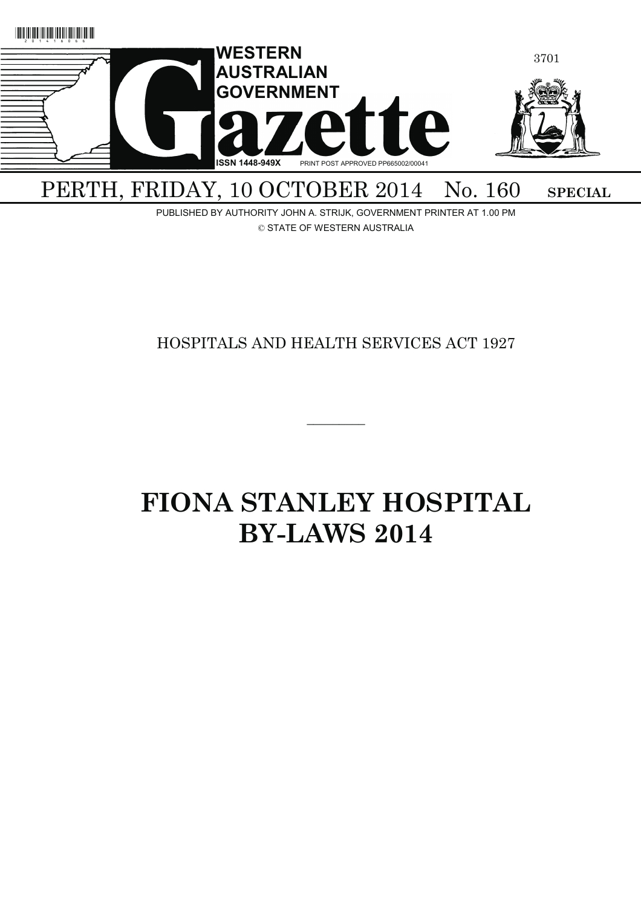# WESTERN AUSTRALIAN GOVERNMENT Gazette

ISSN 1448-949X PRINT POST APPROVED PP665002/00041

PERTH, FRIDAY, 10 OCTOBER 2014 No. 160 **SPECIAL**

PUBLISHED BY AUTHORITY JOHN A. STRIJK, GOVERNMENT PRINTER AT 1.00 PM

© STATE OF WESTERN AUSTRALIA

HOSPITALS AND HEALTH SERVICES ACT 1927

---

# FIONA STANLEY HOSPITAL BY-LAWS 2014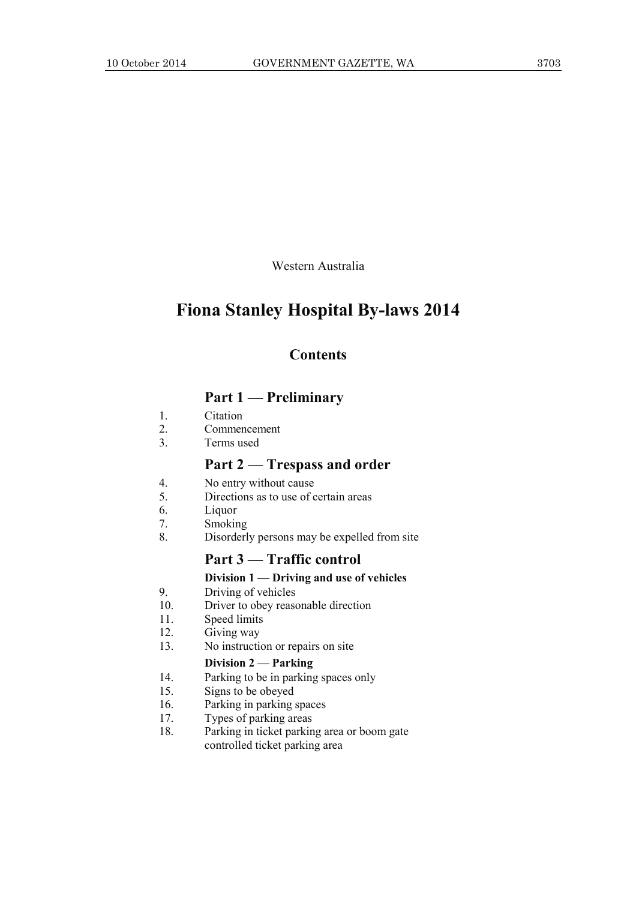Western Australia

# Fiona Stanley Hospital By-laws 2014

## Contents

### Part 1 — Preliminary

1. Citation
2. Commencement
3. Terms used

### Part 2 — Trespass and order

4. No entry without cause
5. Directions as to use of certain areas
6. Liquor
7. Smoking
8. Disorderly persons may be expelled from site

### Part 3 — Traffic control

#### Division 1 — Driving and use of vehicles

9. Driving of vehicles
10. Driver to obey reasonable direction
11. Speed limits
12. Giving way
13. No instruction or repairs on site

#### Division 2 — Parking

14. Parking to be in parking spaces only
15. Signs to be obeyed
16. Parking in parking spaces
17. Types of parking areas
18. Parking in ticket parking area or boom gate controlled ticket parking area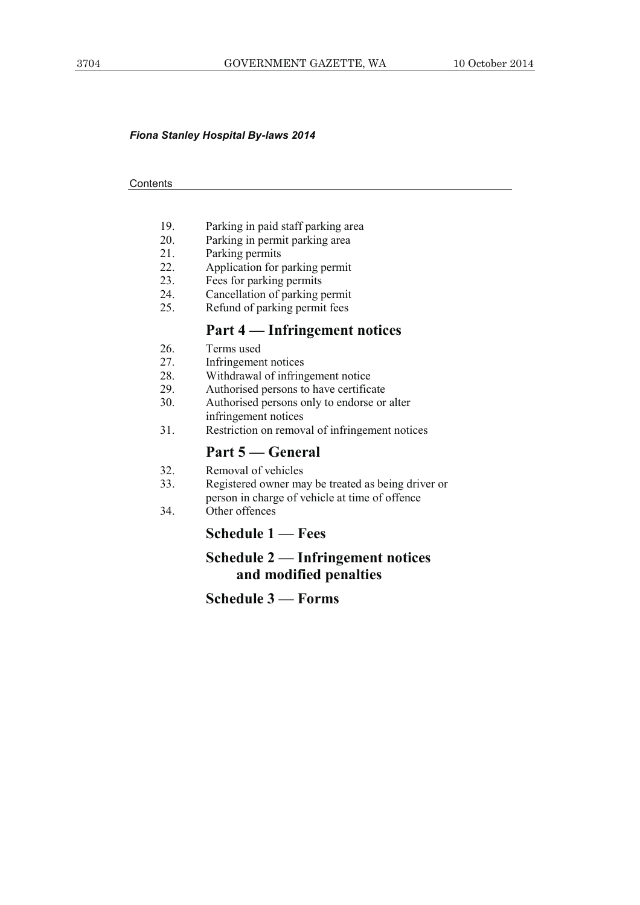*Fiona Stanley Hospital By-laws 2014*

Contents

19. Parking in paid staff parking area
20. Parking in permit parking area
21. Parking permits
22. Application for parking permit
23. Fees for parking permits
24. Cancellation of parking permit
25. Refund of parking permit fees

## Part 4 — Infringement notices

26. Terms used
27. Infringement notices
28. Withdrawal of infringement notice
29. Authorised persons to have certificate
30. Authorised persons only to endorse or alter infringement notices
31. Restriction on removal of infringement notices

## Part 5 — General

32. Removal of vehicles
33. Registered owner may be treated as being driver or person in charge of vehicle at time of offence
34. Other offences

## Schedule 1 — Fees

## Schedule 2 — Infringement notices and modified penalties

## Schedule 3 — Forms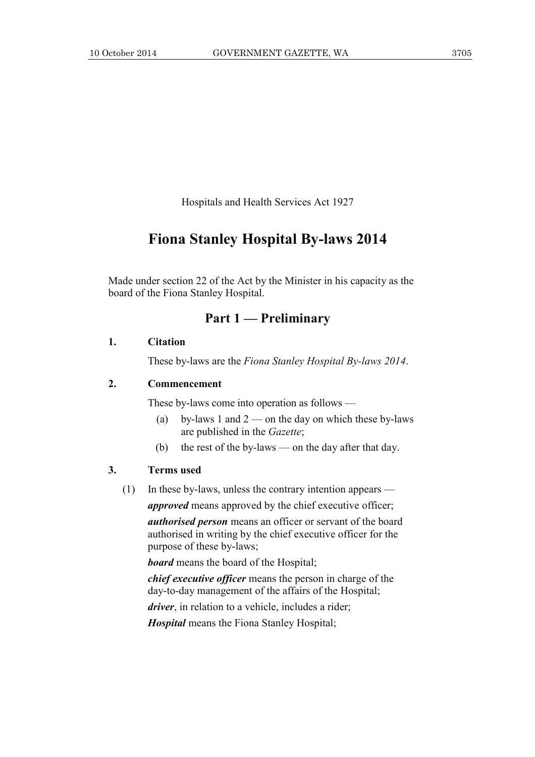Hospitals and Health Services Act 1927

# Fiona Stanley Hospital By-laws 2014

Made under section 22 of the Act by the Minister in his capacity as the board of the Fiona Stanley Hospital.

## Part 1 — Preliminary

### 1. Citation

These by-laws are the *Fiona Stanley Hospital By-laws 2014*.

### 2. Commencement

These by-laws come into operation as follows —

(a) by-laws 1 and 2 — on the day on which these by-laws are published in the *Gazette*;

(b) the rest of the by-laws — on the day after that day.

### 3. Terms used

(1) In these by-laws, unless the contrary intention appears —

***approved*** means approved by the chief executive officer;

***authorised person*** means an officer or servant of the board authorised in writing by the chief executive officer for the purpose of these by-laws;

***board*** means the board of the Hospital;

***chief executive officer*** means the person in charge of the day-to-day management of the affairs of the Hospital;

***driver***, in relation to a vehicle, includes a rider;

***Hospital*** means the Fiona Stanley Hospital;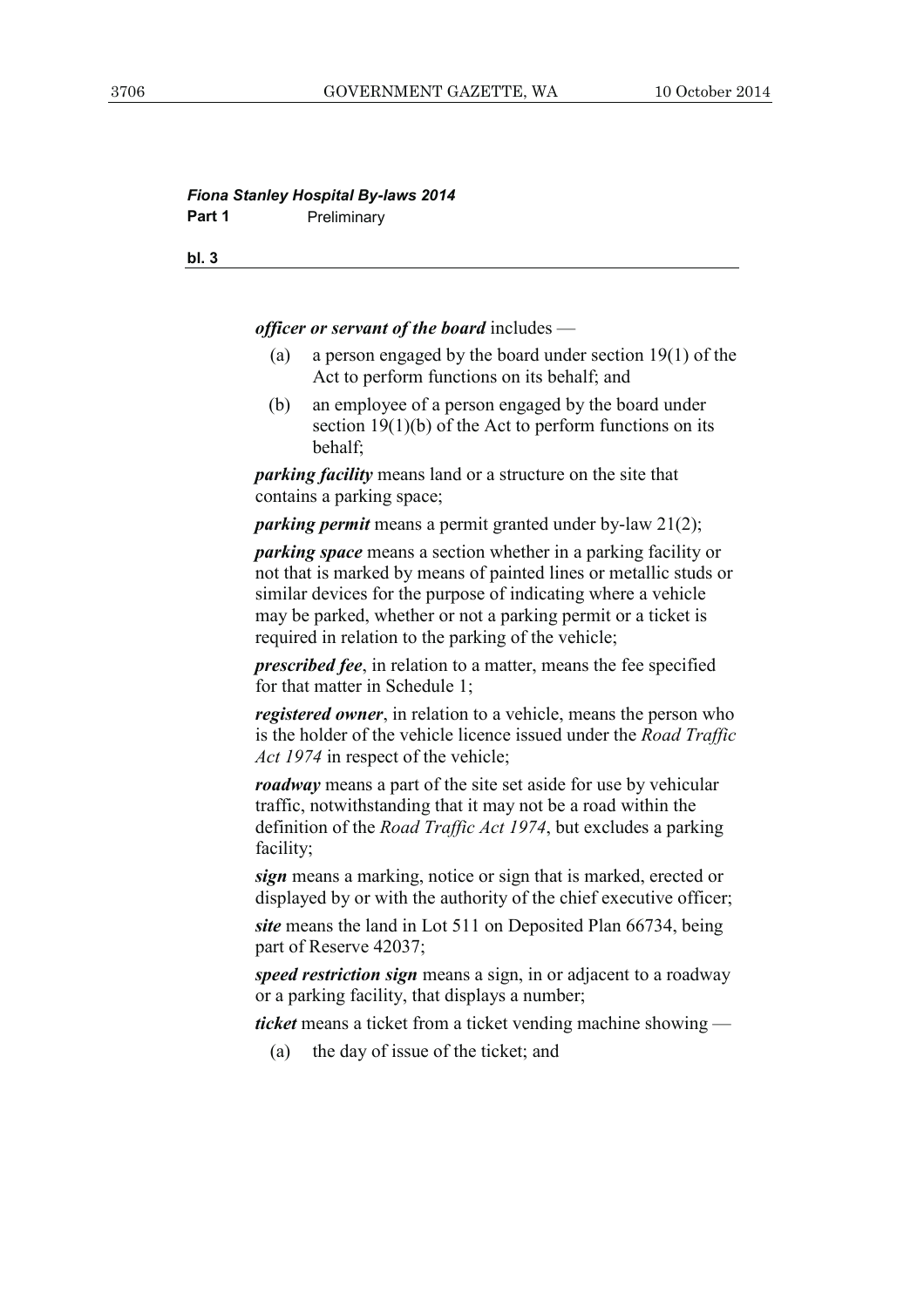***officer or servant of the board*** includes —

(a) a person engaged by the board under section 19(1) of the Act to perform functions on its behalf; and

(b) an employee of a person engaged by the board under section 19(1)(b) of the Act to perform functions on its behalf;

***parking facility*** means land or a structure on the site that contains a parking space;

***parking permit*** means a permit granted under by-law 21(2);

***parking space*** means a section whether in a parking facility or not that is marked by means of painted lines or metallic studs or similar devices for the purpose of indicating where a vehicle may be parked, whether or not a parking permit or a ticket is required in relation to the parking of the vehicle;

***prescribed fee***, in relation to a matter, means the fee specified for that matter in Schedule 1;

***registered owner***, in relation to a vehicle, means the person who is the holder of the vehicle licence issued under the *Road Traffic Act 1974* in respect of the vehicle;

***roadway*** means a part of the site set aside for use by vehicular traffic, notwithstanding that it may not be a road within the definition of the *Road Traffic Act 1974*, but excludes a parking facility;

***sign*** means a marking, notice or sign that is marked, erected or displayed by or with the authority of the chief executive officer;

***site*** means the land in Lot 511 on Deposited Plan 66734, being part of Reserve 42037;

***speed restriction sign*** means a sign, in or adjacent to a roadway or a parking facility, that displays a number;

***ticket*** means a ticket from a ticket vending machine showing —

(a) the day of issue of the ticket; and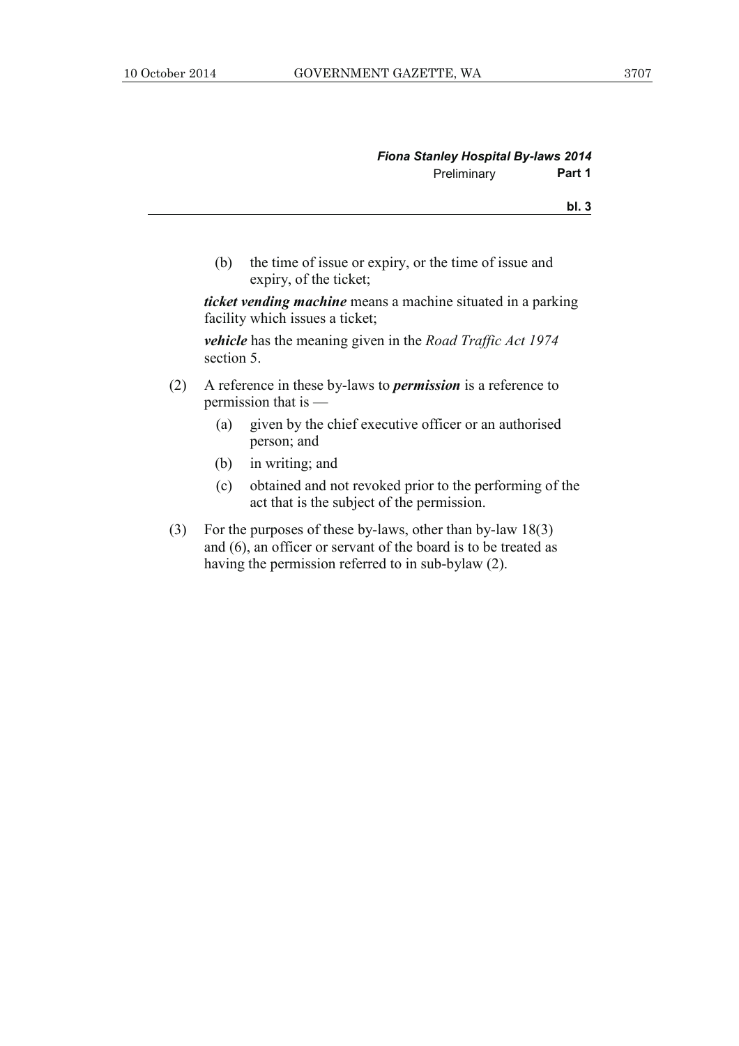(b) the time of issue or expiry, or the time of issue and expiry, of the ticket;

***ticket vending machine*** means a machine situated in a parking facility which issues a ticket;

***vehicle*** has the meaning given in the *Road Traffic Act 1974* section 5.

(2) A reference in these by-laws to ***permission*** is a reference to permission that is —

(a) given by the chief executive officer or an authorised person; and

(b) in writing; and

(c) obtained and not revoked prior to the performing of the act that is the subject of the permission.

(3) For the purposes of these by-laws, other than by-law 18(3) and (6), an officer or servant of the board is to be treated as having the permission referred to in sub-bylaw (2).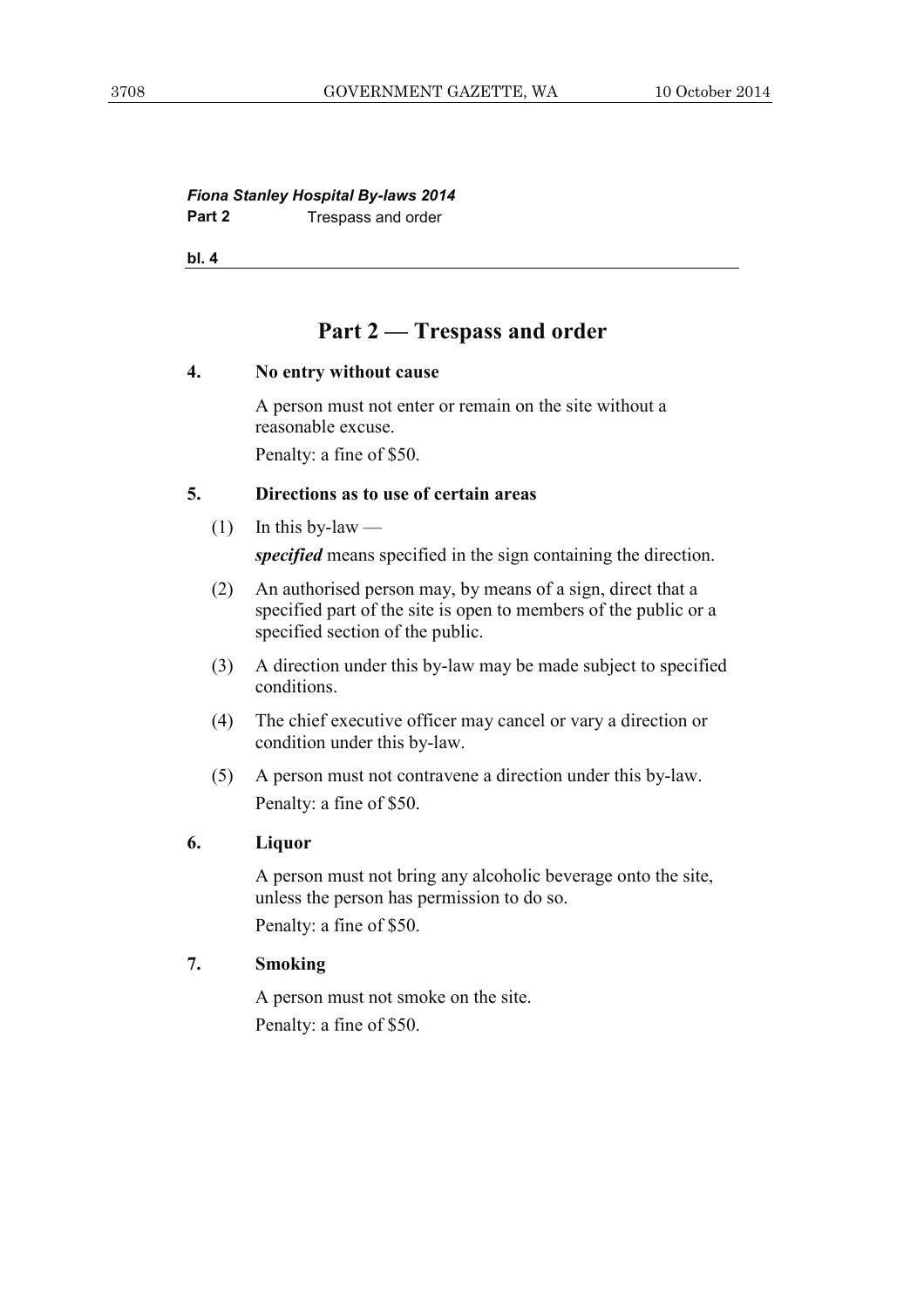## Part 2 — Trespass and order

### 4. No entry without cause

A person must not enter or remain on the site without a reasonable excuse.

Penalty: a fine of $50.

### 5. Directions as to use of certain areas

(1) In this by-law —

***specified*** means specified in the sign containing the direction.

(2) An authorised person may, by means of a sign, direct that a specified part of the site is open to members of the public or a specified section of the public.

(3) A direction under this by-law may be made subject to specified conditions.

(4) The chief executive officer may cancel or vary a direction or condition under this by-law.

(5) A person must not contravene a direction under this by-law.

Penalty: a fine of $50.

### 6. Liquor

A person must not bring any alcoholic beverage onto the site, unless the person has permission to do so.

Penalty: a fine of $50.

### 7. Smoking

A person must not smoke on the site.

Penalty: a fine of $50.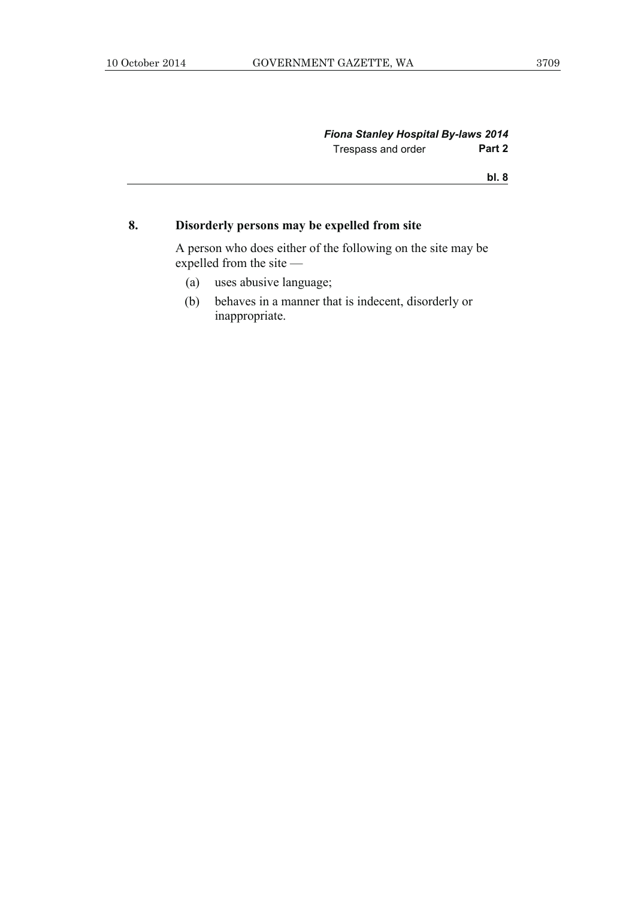## 8. Disorderly persons may be expelled from site

A person who does either of the following on the site may be expelled from the site —

(a) uses abusive language;

(b) behaves in a manner that is indecent, disorderly or inappropriate.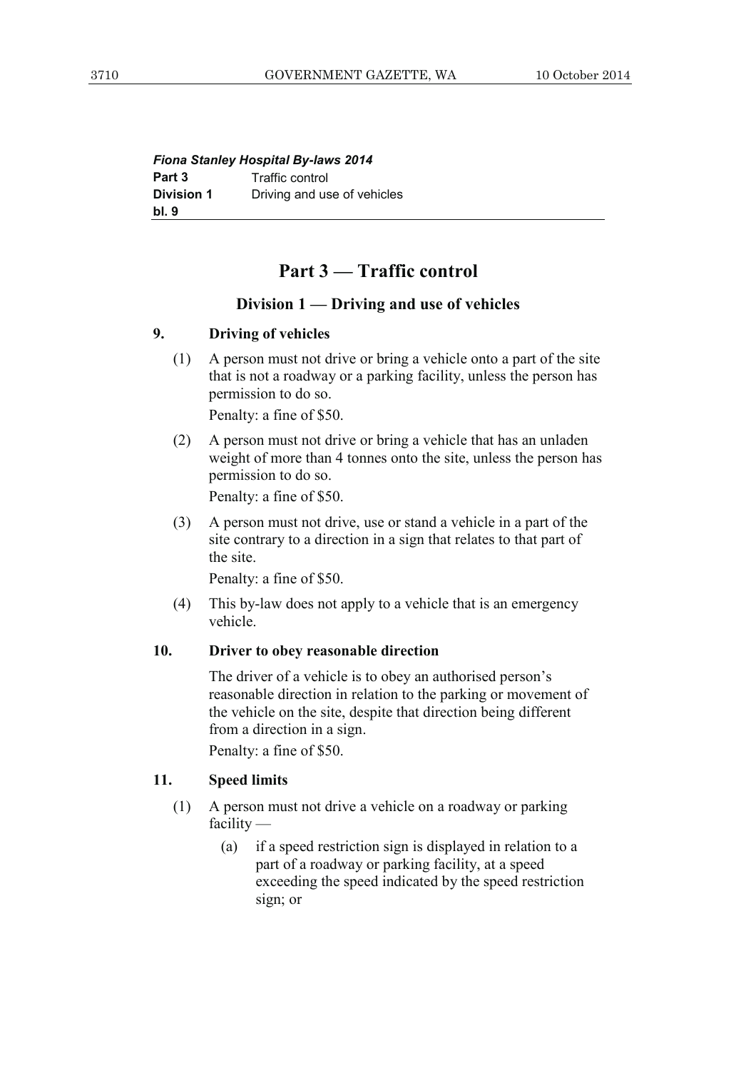## Part 3 — Traffic control

### Division 1 — Driving and use of vehicles

**9. Driving of vehicles**

(1) A person must not drive or bring a vehicle onto a part of the site that is not a roadway or a parking facility, unless the person has permission to do so.

Penalty: a fine of $50.

(2) A person must not drive or bring a vehicle that has an unladen weight of more than 4 tonnes onto the site, unless the person has permission to do so.

Penalty: a fine of $50.

(3) A person must not drive, use or stand a vehicle in a part of the site contrary to a direction in a sign that relates to that part of the site.

Penalty: a fine of $50.

(4) This by-law does not apply to a vehicle that is an emergency vehicle.

**10. Driver to obey reasonable direction**

The driver of a vehicle is to obey an authorised person's reasonable direction in relation to the parking or movement of the vehicle on the site, despite that direction being different from a direction in a sign.

Penalty: a fine of $50.

**11. Speed limits**

(1) A person must not drive a vehicle on a roadway or parking facility —

(a) if a speed restriction sign is displayed in relation to a part of a roadway or parking facility, at a speed exceeding the speed indicated by the speed restriction sign; or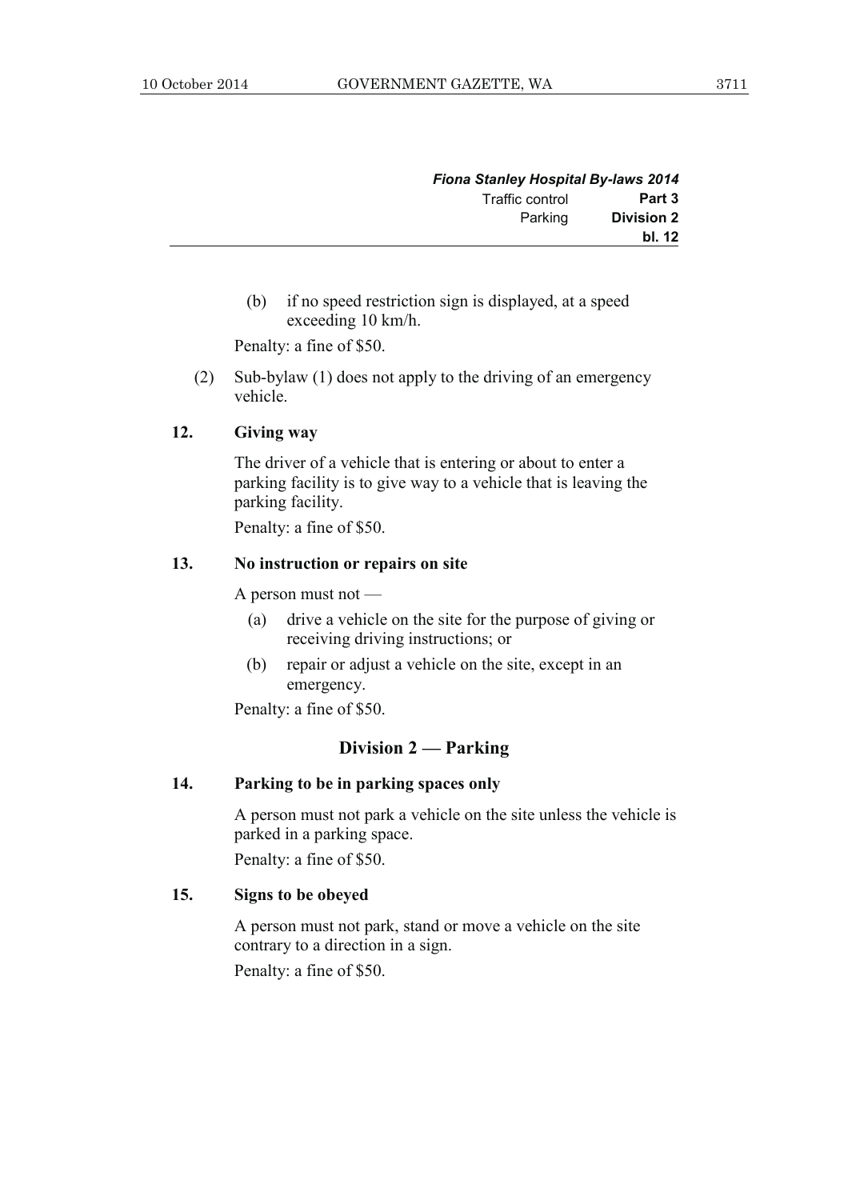(b) if no speed restriction sign is displayed, at a speed exceeding 10 km/h.

Penalty: a fine of $50.

(2) Sub-bylaw (1) does not apply to the driving of an emergency vehicle.

**12. Giving way**

The driver of a vehicle that is entering or about to enter a parking facility is to give way to a vehicle that is leaving the parking facility.

Penalty: a fine of $50.

**13. No instruction or repairs on site**

A person must not —

(a) drive a vehicle on the site for the purpose of giving or receiving driving instructions; or

(b) repair or adjust a vehicle on the site, except in an emergency.

Penalty: a fine of $50.

## Division 2 — Parking

**14. Parking to be in parking spaces only**

A person must not park a vehicle on the site unless the vehicle is parked in a parking space.

Penalty: a fine of $50.

**15. Signs to be obeyed**

A person must not park, stand or move a vehicle on the site contrary to a direction in a sign.

Penalty: a fine of $50.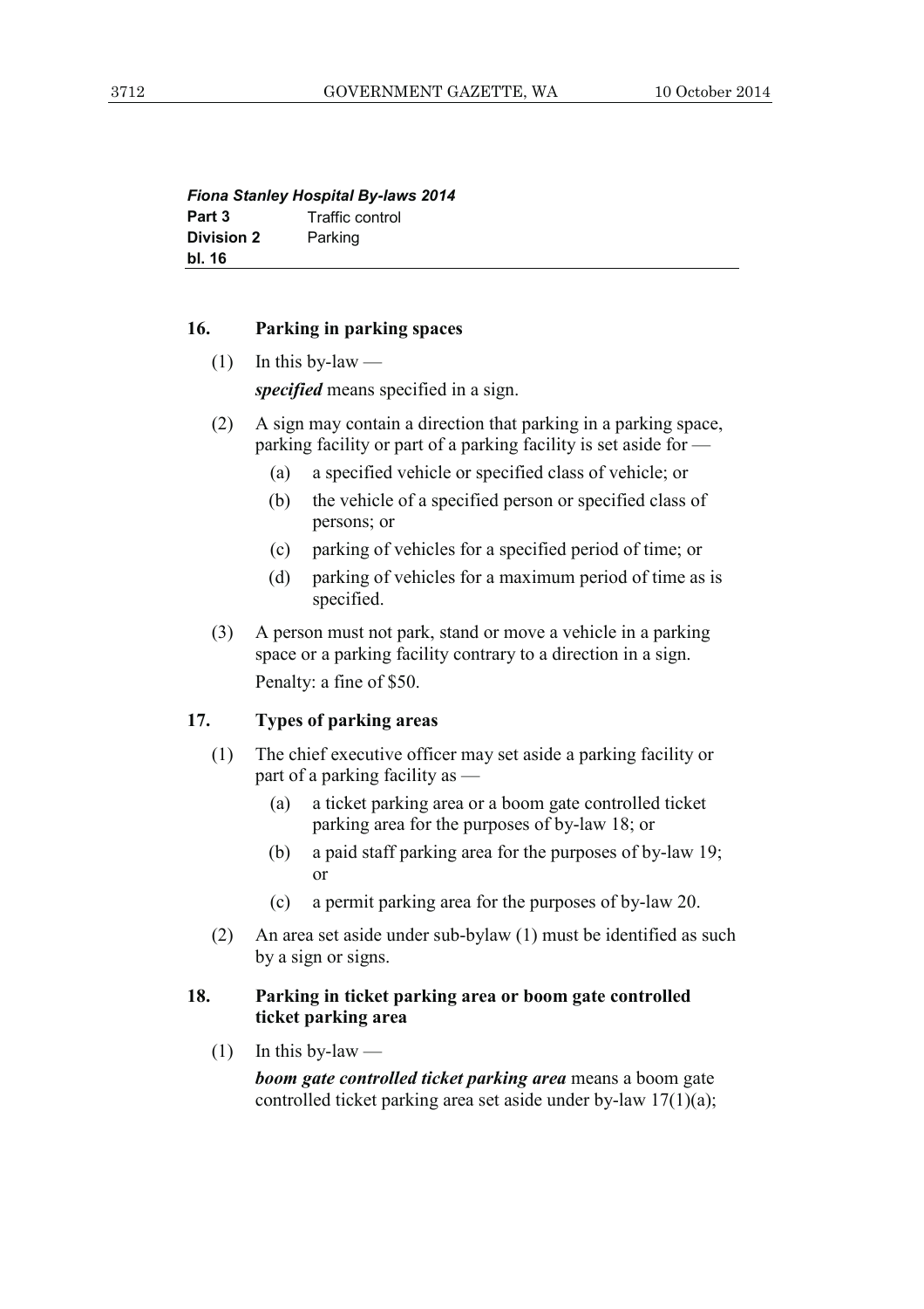*Fiona Stanley Hospital By-laws 2014*

**Part 3** Traffic control

**Division 2** Parking

**bl. 16**

### 16. Parking in parking spaces

(1) In this by-law —

***specified*** means specified in a sign.

(2) A sign may contain a direction that parking in a parking space, parking facility or part of a parking facility is set aside for —

- (a) a specified vehicle or specified class of vehicle; or
- (b) the vehicle of a specified person or specified class of persons; or
- (c) parking of vehicles for a specified period of time; or
- (d) parking of vehicles for a maximum period of time as is specified.

(3) A person must not park, stand or move a vehicle in a parking space or a parking facility contrary to a direction in a sign.

Penalty: a fine of $50.

### 17. Types of parking areas

(1) The chief executive officer may set aside a parking facility or part of a parking facility as —

- (a) a ticket parking area or a boom gate controlled ticket parking area for the purposes of by-law 18; or
- (b) a paid staff parking area for the purposes of by-law 19; or
- (c) a permit parking area for the purposes of by-law 20.

(2) An area set aside under sub-bylaw (1) must be identified as such by a sign or signs.

### 18. Parking in ticket parking area or boom gate controlled ticket parking area

(1) In this by-law —

***boom gate controlled ticket parking area*** means a boom gate controlled ticket parking area set aside under by-law 17(1)(a);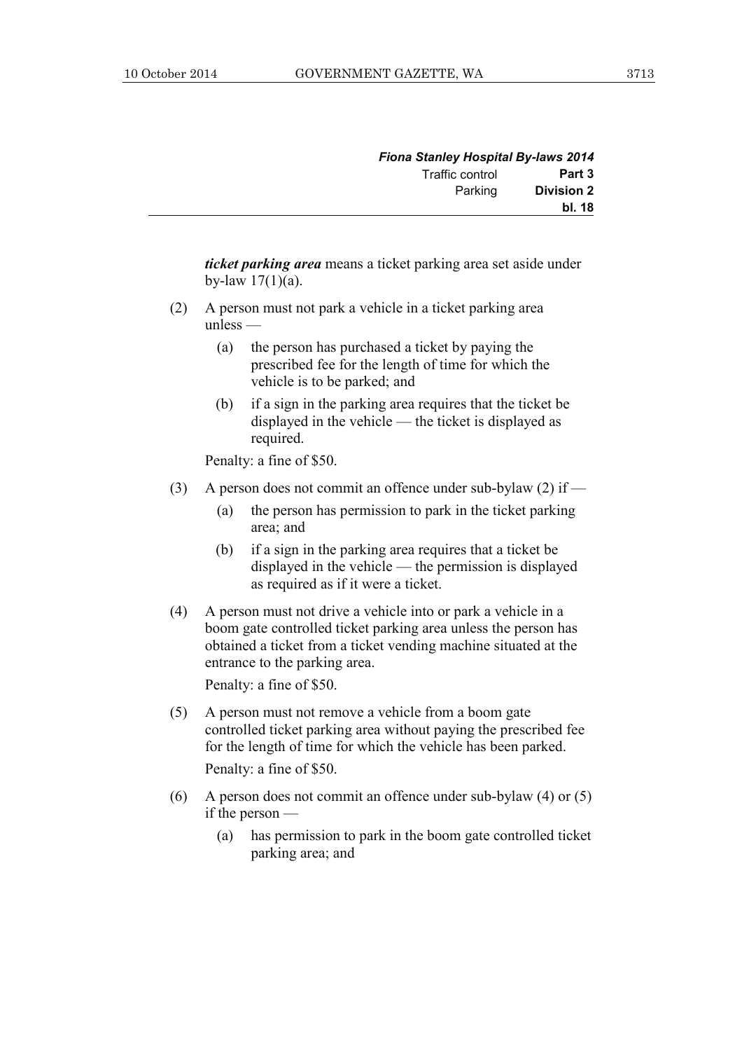***ticket parking area*** means a ticket parking area set aside under by-law 17(1)(a).

(2) A person must not park a vehicle in a ticket parking area unless —

   (a) the person has purchased a ticket by paying the prescribed fee for the length of time for which the vehicle is to be parked; and

   (b) if a sign in the parking area requires that the ticket be displayed in the vehicle — the ticket is displayed as required.

   Penalty: a fine of $50.

(3) A person does not commit an offence under sub-bylaw (2) if —

   (a) the person has permission to park in the ticket parking area; and

   (b) if a sign in the parking area requires that a ticket be displayed in the vehicle — the permission is displayed as required as if it were a ticket.

(4) A person must not drive a vehicle into or park a vehicle in a boom gate controlled ticket parking area unless the person has obtained a ticket from a ticket vending machine situated at the entrance to the parking area.

   Penalty: a fine of $50.

(5) A person must not remove a vehicle from a boom gate controlled ticket parking area without paying the prescribed fee for the length of time for which the vehicle has been parked.

   Penalty: a fine of $50.

(6) A person does not commit an offence under sub-bylaw (4) or (5) if the person —

   (a) has permission to park in the boom gate controlled ticket parking area; and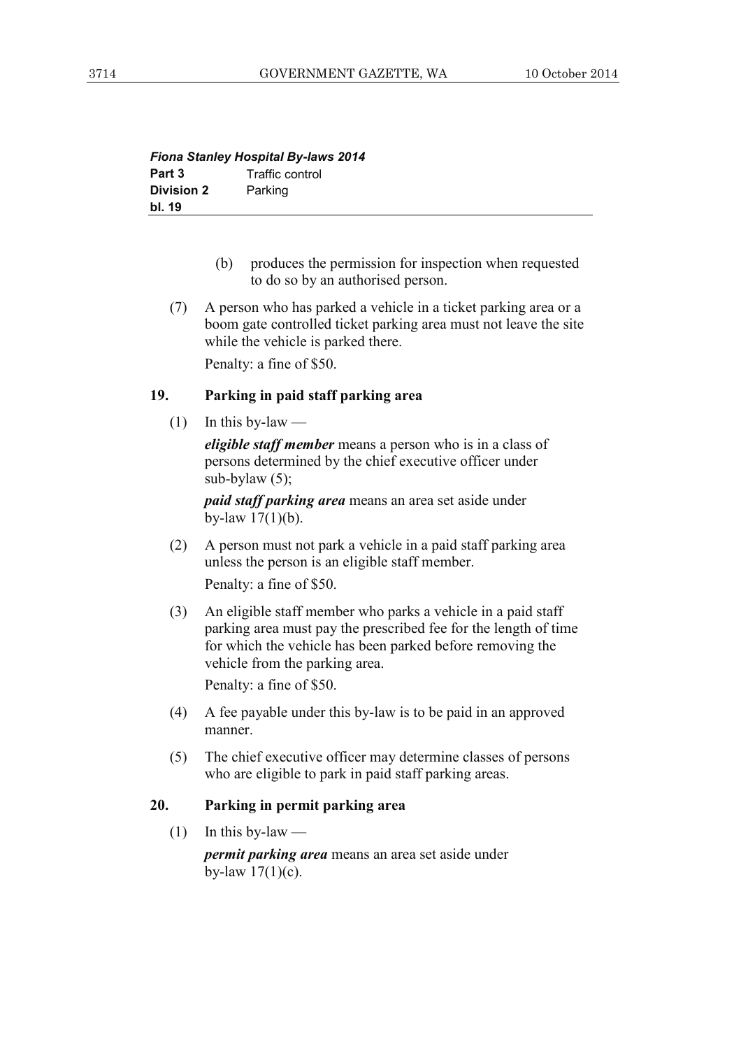(b) produces the permission for inspection when requested to do so by an authorised person.

(7) A person who has parked a vehicle in a ticket parking area or a boom gate controlled ticket parking area must not leave the site while the vehicle is parked there.

Penalty: a fine of $50.

## 19. Parking in paid staff parking area

(1) In this by-law —

***eligible staff member*** means a person who is in a class of persons determined by the chief executive officer under sub-bylaw (5);

***paid staff parking area*** means an area set aside under by-law 17(1)(b).

(2) A person must not park a vehicle in a paid staff parking area unless the person is an eligible staff member.

Penalty: a fine of $50.

(3) An eligible staff member who parks a vehicle in a paid staff parking area must pay the prescribed fee for the length of time for which the vehicle has been parked before removing the vehicle from the parking area.

Penalty: a fine of $50.

(4) A fee payable under this by-law is to be paid in an approved manner.

(5) The chief executive officer may determine classes of persons who are eligible to park in paid staff parking areas.

## 20. Parking in permit parking area

(1) In this by-law —

***permit parking area*** means an area set aside under by-law 17(1)(c).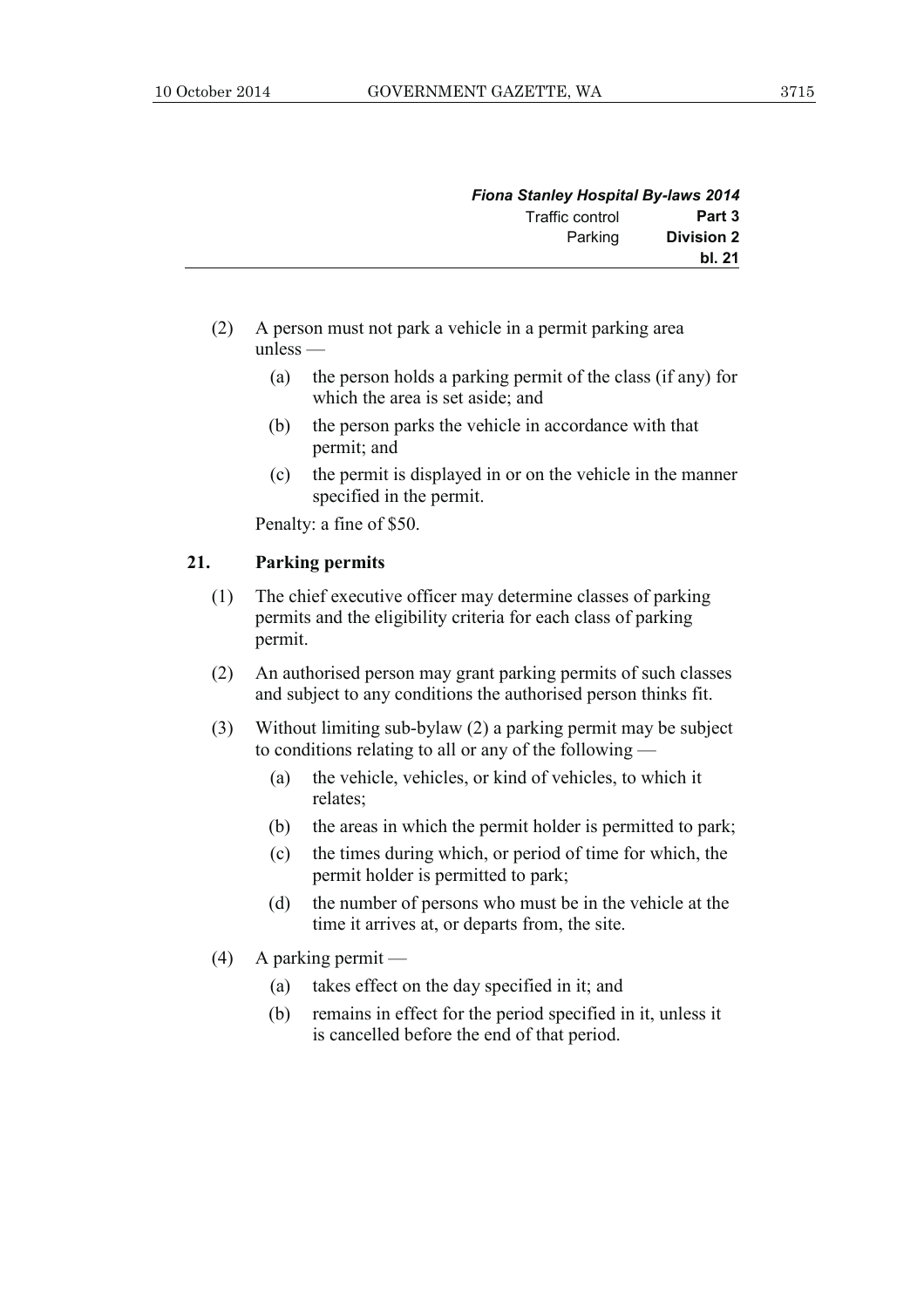(2) A person must not park a vehicle in a permit parking area unless —

(a) the person holds a parking permit of the class (if any) for which the area is set aside; and

(b) the person parks the vehicle in accordance with that permit; and

(c) the permit is displayed in or on the vehicle in the manner specified in the permit.

Penalty: a fine of $50.

**21. Parking permits**

(1) The chief executive officer may determine classes of parking permits and the eligibility criteria for each class of parking permit.

(2) An authorised person may grant parking permits of such classes and subject to any conditions the authorised person thinks fit.

(3) Without limiting sub-bylaw (2) a parking permit may be subject to conditions relating to all or any of the following —

(a) the vehicle, vehicles, or kind of vehicles, to which it relates;

(b) the areas in which the permit holder is permitted to park;

(c) the times during which, or period of time for which, the permit holder is permitted to park;

(d) the number of persons who must be in the vehicle at the time it arrives at, or departs from, the site.

(4) A parking permit —

(a) takes effect on the day specified in it; and

(b) remains in effect for the period specified in it, unless it is cancelled before the end of that period.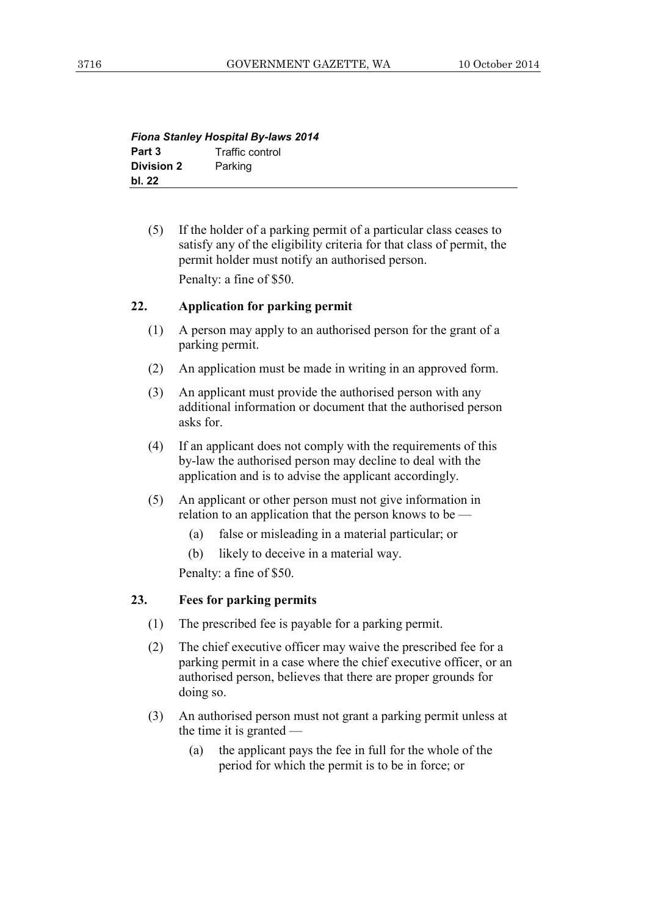(5) If the holder of a parking permit of a particular class ceases to satisfy any of the eligibility criteria for that class of permit, the permit holder must notify an authorised person.

Penalty: a fine of $50.

## 22. Application for parking permit

(1) A person may apply to an authorised person for the grant of a parking permit.

(2) An application must be made in writing in an approved form.

(3) An applicant must provide the authorised person with any additional information or document that the authorised person asks for.

(4) If an applicant does not comply with the requirements of this by-law the authorised person may decline to deal with the application and is to advise the applicant accordingly.

(5) An applicant or other person must not give information in relation to an application that the person knows to be —

- (a) false or misleading in a material particular; or
- (b) likely to deceive in a material way.

Penalty: a fine of $50.

## 23. Fees for parking permits

(1) The prescribed fee is payable for a parking permit.

(2) The chief executive officer may waive the prescribed fee for a parking permit in a case where the chief executive officer, or an authorised person, believes that there are proper grounds for doing so.

(3) An authorised person must not grant a parking permit unless at the time it is granted —

- (a) the applicant pays the fee in full for the whole of the period for which the permit is to be in force; or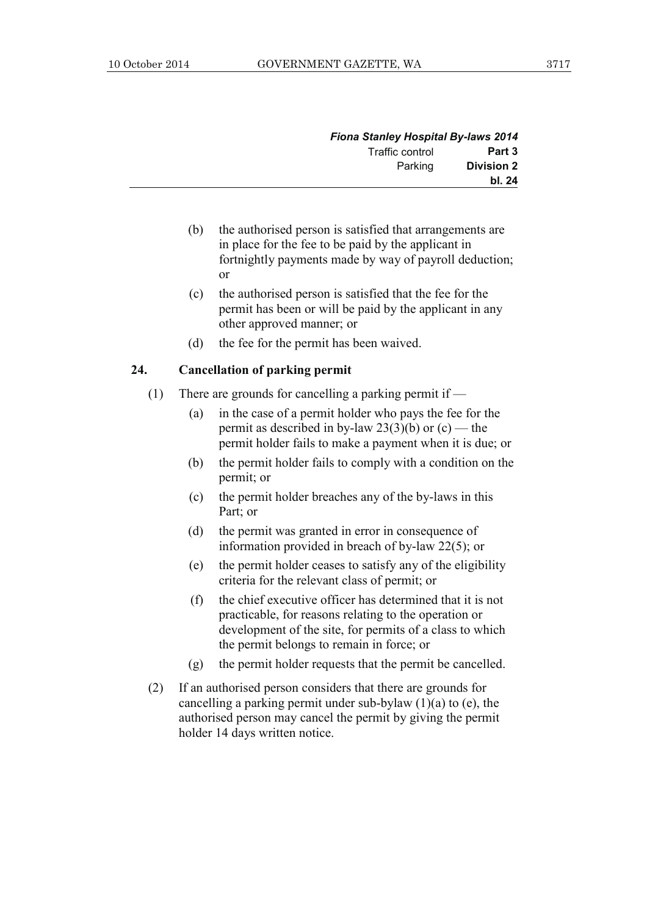(b) the authorised person is satisfied that arrangements are in place for the fee to be paid by the applicant in fortnightly payments made by way of payroll deduction; or

(c) the authorised person is satisfied that the fee for the permit has been or will be paid by the applicant in any other approved manner; or

(d) the fee for the permit has been waived.

### 24. Cancellation of parking permit

(1) There are grounds for cancelling a parking permit if —

(a) in the case of a permit holder who pays the fee for the permit as described in by-law 23(3)(b) or (c) — the permit holder fails to make a payment when it is due; or

(b) the permit holder fails to comply with a condition on the permit; or

(c) the permit holder breaches any of the by-laws in this Part; or

(d) the permit was granted in error in consequence of information provided in breach of by-law 22(5); or

(e) the permit holder ceases to satisfy any of the eligibility criteria for the relevant class of permit; or

(f) the chief executive officer has determined that it is not practicable, for reasons relating to the operation or development of the site, for permits of a class to which the permit belongs to remain in force; or

(g) the permit holder requests that the permit be cancelled.

(2) If an authorised person considers that there are grounds for cancelling a parking permit under sub-bylaw (1)(a) to (e), the authorised person may cancel the permit by giving the permit holder 14 days written notice.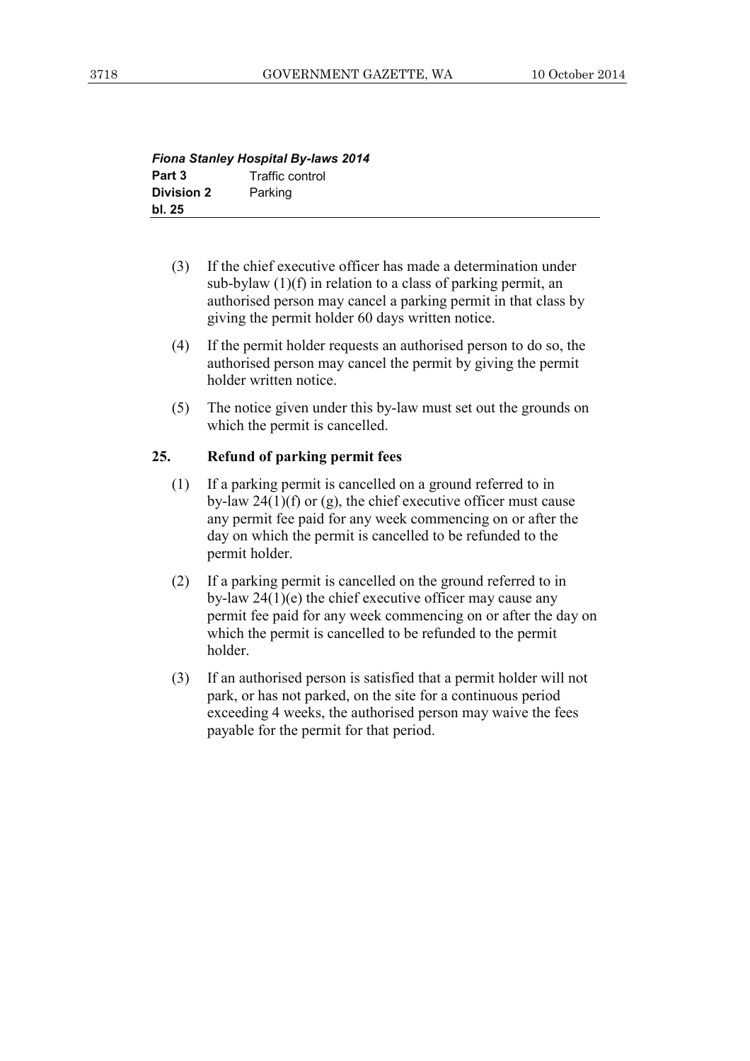(3) If the chief executive officer has made a determination under sub-bylaw (1)(f) in relation to a class of parking permit, an authorised person may cancel a parking permit in that class by giving the permit holder 60 days written notice.

(4) If the permit holder requests an authorised person to do so, the authorised person may cancel the permit by giving the permit holder written notice.

(5) The notice given under this by-law must set out the grounds on which the permit is cancelled.

### 25. Refund of parking permit fees

(1) If a parking permit is cancelled on a ground referred to in by-law 24(1)(f) or (g), the chief executive officer must cause any permit fee paid for any week commencing on or after the day on which the permit is cancelled to be refunded to the permit holder.

(2) If a parking permit is cancelled on the ground referred to in by-law 24(1)(e) the chief executive officer may cause any permit fee paid for any week commencing on or after the day on which the permit is cancelled to be refunded to the permit holder.

(3) If an authorised person is satisfied that a permit holder will not park, or has not parked, on the site for a continuous period exceeding 4 weeks, the authorised person may waive the fees payable for the permit for that period.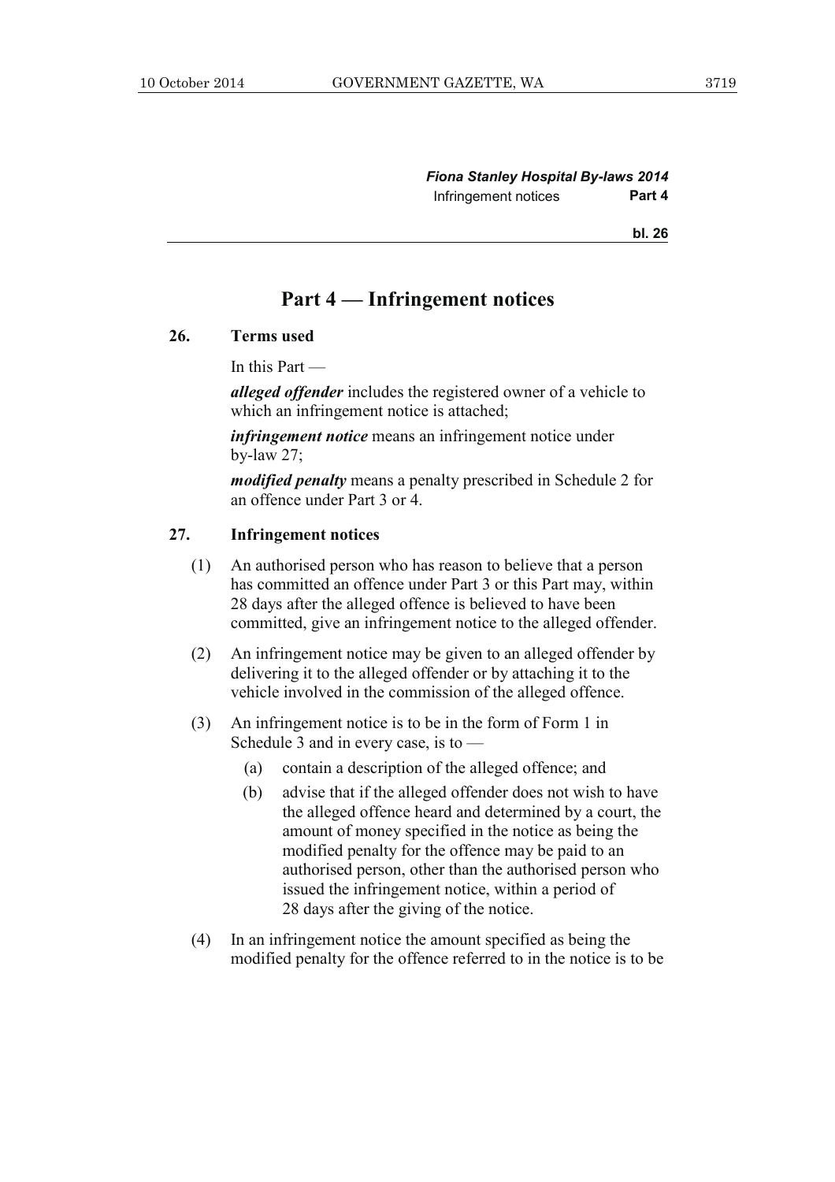## Part 4 — Infringement notices

### 26. Terms used

In this Part —

***alleged offender*** includes the registered owner of a vehicle to which an infringement notice is attached;

***infringement notice*** means an infringement notice under by-law 27;

***modified penalty*** means a penalty prescribed in Schedule 2 for an offence under Part 3 or 4.

### 27. Infringement notices

(1) An authorised person who has reason to believe that a person has committed an offence under Part 3 or this Part may, within 28 days after the alleged offence is believed to have been committed, give an infringement notice to the alleged offender.

(2) An infringement notice may be given to an alleged offender by delivering it to the alleged offender or by attaching it to the vehicle involved in the commission of the alleged offence.

(3) An infringement notice is to be in the form of Form 1 in Schedule 3 and in every case, is to —

- (a) contain a description of the alleged offence; and
- (b) advise that if the alleged offender does not wish to have the alleged offence heard and determined by a court, the amount of money specified in the notice as being the modified penalty for the offence may be paid to an authorised person, other than the authorised person who issued the infringement notice, within a period of 28 days after the giving of the notice.

(4) In an infringement notice the amount specified as being the modified penalty for the offence referred to in the notice is to be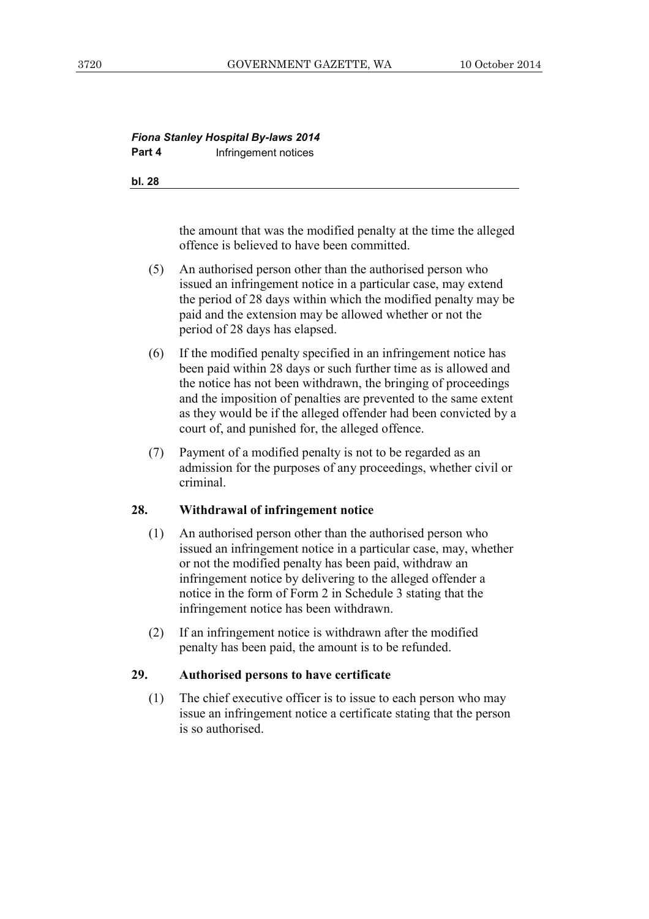the amount that was the modified penalty at the time the alleged offence is believed to have been committed.

(5) An authorised person other than the authorised person who issued an infringement notice in a particular case, may extend the period of 28 days within which the modified penalty may be paid and the extension may be allowed whether or not the period of 28 days has elapsed.

(6) If the modified penalty specified in an infringement notice has been paid within 28 days or such further time as is allowed and the notice has not been withdrawn, the bringing of proceedings and the imposition of penalties are prevented to the same extent as they would be if the alleged offender had been convicted by a court of, and punished for, the alleged offence.

(7) Payment of a modified penalty is not to be regarded as an admission for the purposes of any proceedings, whether civil or criminal.

### 28. Withdrawal of infringement notice

(1) An authorised person other than the authorised person who issued an infringement notice in a particular case, may, whether or not the modified penalty has been paid, withdraw an infringement notice by delivering to the alleged offender a notice in the form of Form 2 in Schedule 3 stating that the infringement notice has been withdrawn.

(2) If an infringement notice is withdrawn after the modified penalty has been paid, the amount is to be refunded.

### 29. Authorised persons to have certificate

(1) The chief executive officer is to issue to each person who may issue an infringement notice a certificate stating that the person is so authorised.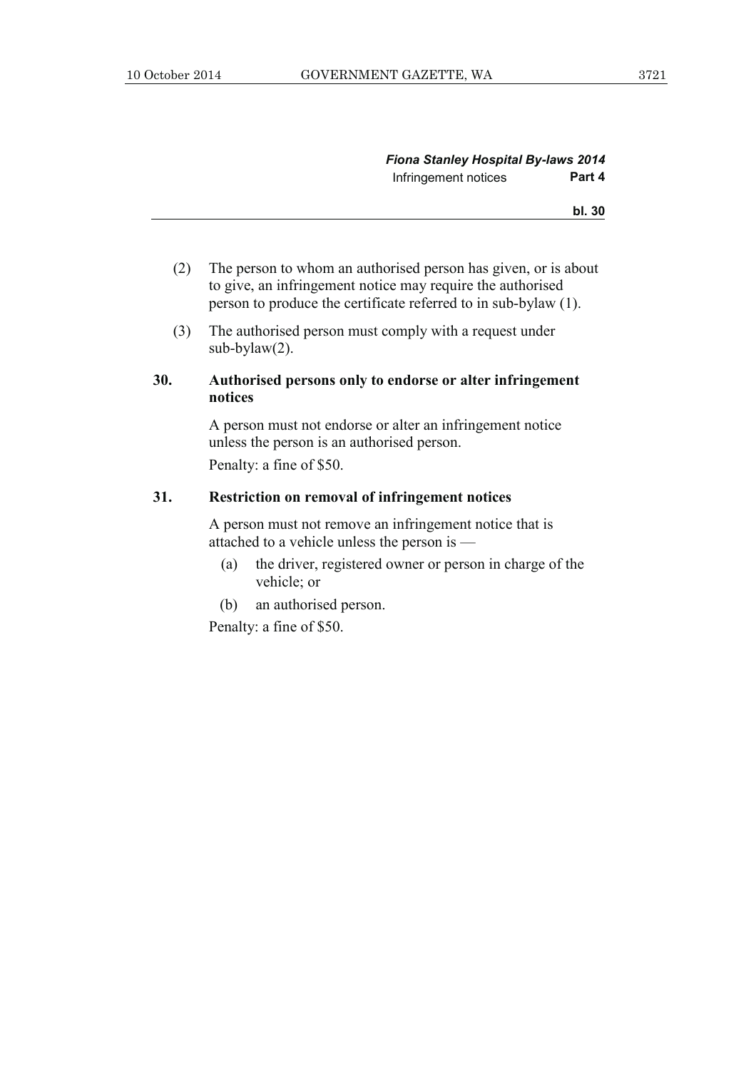(2) The person to whom an authorised person has given, or is about to give, an infringement notice may require the authorised person to produce the certificate referred to in sub-bylaw (1).

(3) The authorised person must comply with a request under sub-bylaw(2).

### 30. Authorised persons only to endorse or alter infringement notices

A person must not endorse or alter an infringement notice unless the person is an authorised person.

Penalty: a fine of $50.

### 31. Restriction on removal of infringement notices

A person must not remove an infringement notice that is attached to a vehicle unless the person is —

(a) the driver, registered owner or person in charge of the vehicle; or

(b) an authorised person.

Penalty: a fine of $50.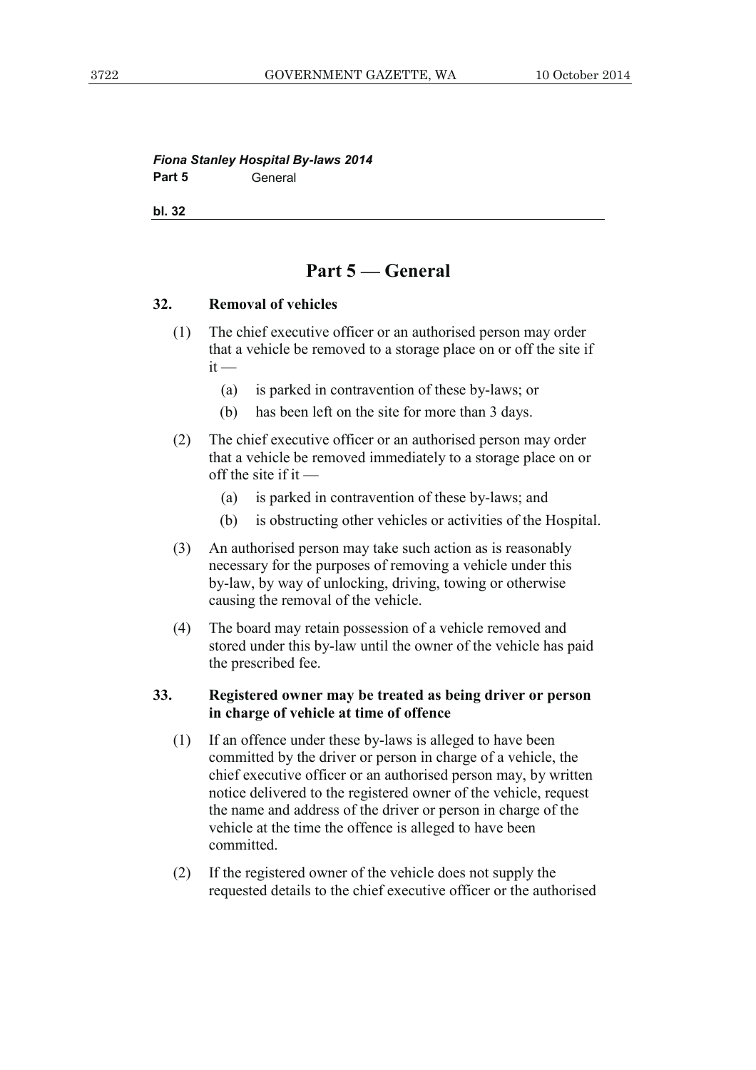## Part 5 — General

### 32. Removal of vehicles

(1) The chief executive officer or an authorised person may order that a vehicle be removed to a storage place on or off the site if it —

(a) is parked in contravention of these by-laws; or

(b) has been left on the site for more than 3 days.

(2) The chief executive officer or an authorised person may order that a vehicle be removed immediately to a storage place on or off the site if it —

(a) is parked in contravention of these by-laws; and

(b) is obstructing other vehicles or activities of the Hospital.

(3) An authorised person may take such action as is reasonably necessary for the purposes of removing a vehicle under this by-law, by way of unlocking, driving, towing or otherwise causing the removal of the vehicle.

(4) The board may retain possession of a vehicle removed and stored under this by-law until the owner of the vehicle has paid the prescribed fee.

### 33. Registered owner may be treated as being driver or person in charge of vehicle at time of offence

(1) If an offence under these by-laws is alleged to have been committed by the driver or person in charge of a vehicle, the chief executive officer or an authorised person may, by written notice delivered to the registered owner of the vehicle, request the name and address of the driver or person in charge of the vehicle at the time the offence is alleged to have been committed.

(2) If the registered owner of the vehicle does not supply the requested details to the chief executive officer or the authorised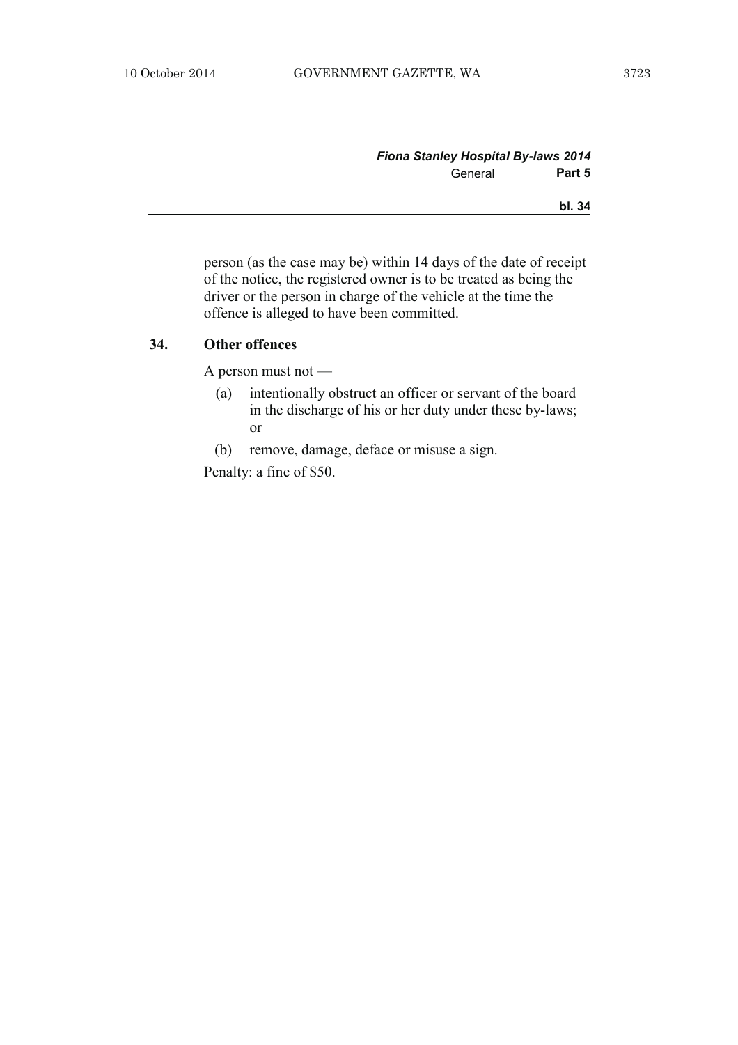person (as the case may be) within 14 days of the date of receipt of the notice, the registered owner is to be treated as being the driver or the person in charge of the vehicle at the time the offence is alleged to have been committed.

### 34. Other offences

A person must not —

(a) intentionally obstruct an officer or servant of the board in the discharge of his or her duty under these by-laws; or

(b) remove, damage, deface or misuse a sign.

Penalty: a fine of $50.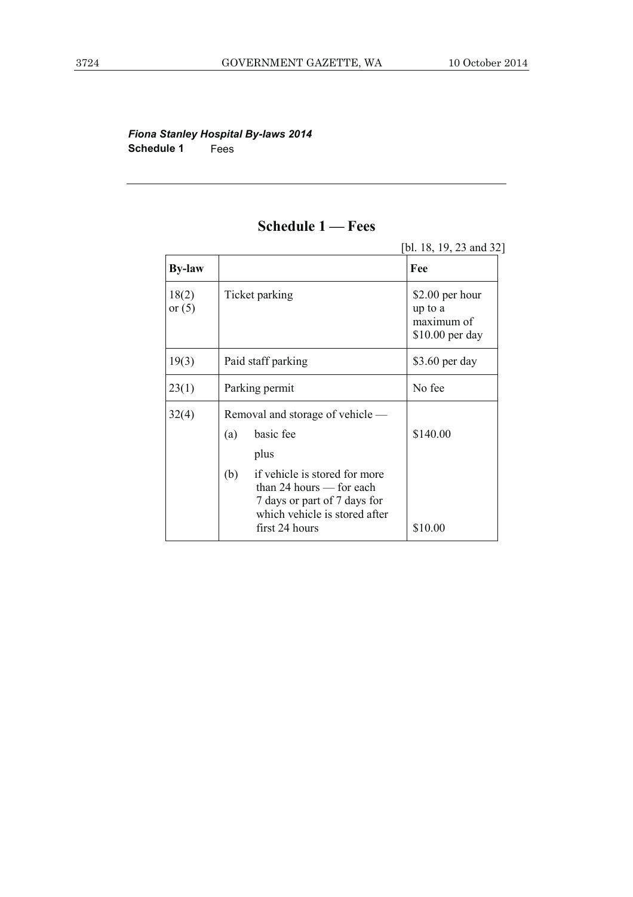## Schedule 1 — Fees

[bl. 18, 19, 23 and 32]

| By-law | | Fee |
|---|---|---|
| 18(2) or (5) | Ticket parking | $2.00 per hour up to a maximum of $10.00 per day |
| 19(3) | Paid staff parking | $3.60 per day |
| 23(1) | Parking permit | No fee |
| 32(4) | Removal and storage of vehicle — | |
| | (a) basic fee | $140.00 |
| | plus | |
| | (b) if vehicle is stored for more than 24 hours — for each 7 days or part of 7 days for which vehicle is stored after first 24 hours | $10.00 |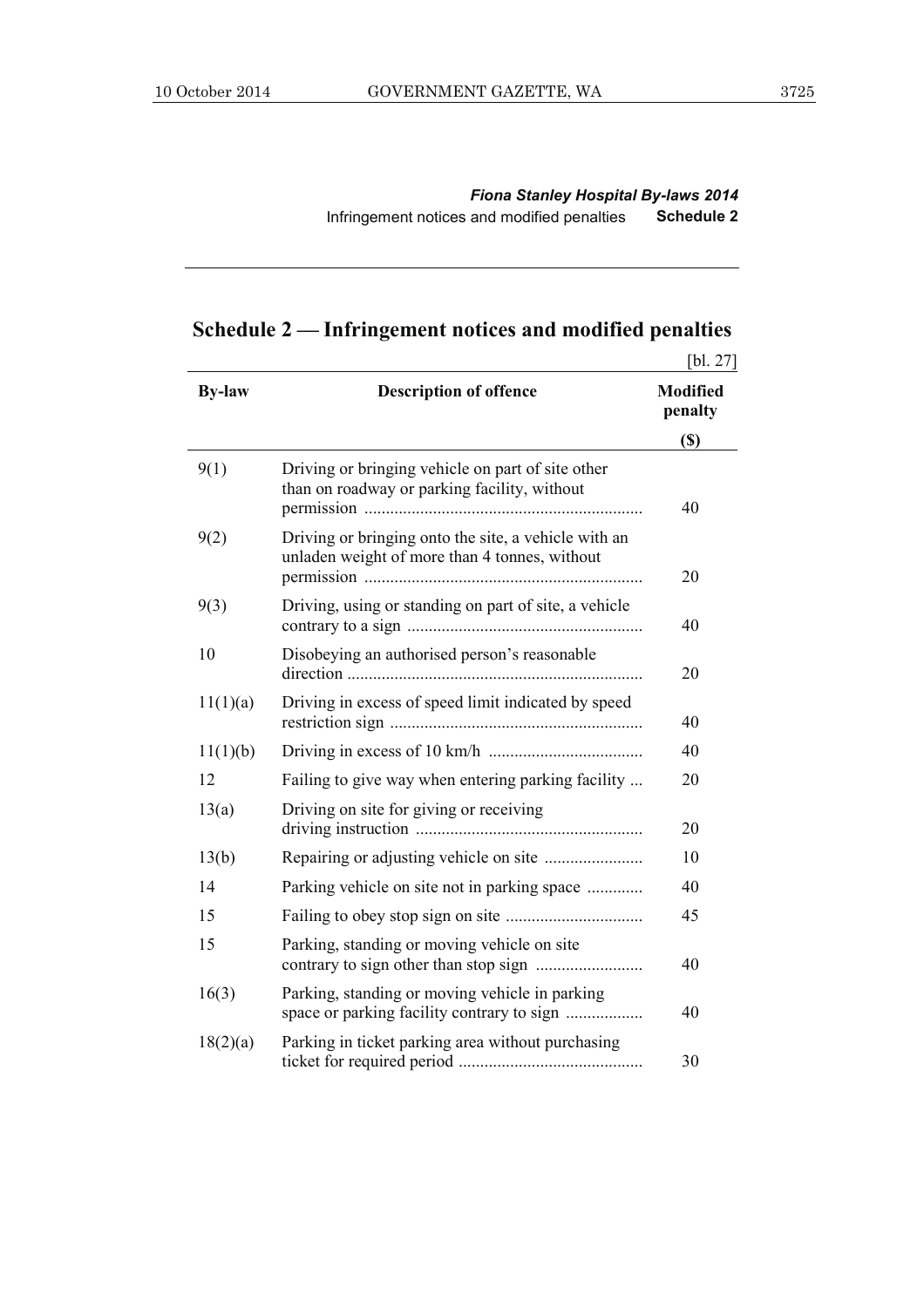## Schedule 2 — Infringement notices and modified penalties

[bl. 27]

| By-law | Description of offence | Modified penalty ($) |
|---|---|---|
| 9(1) | Driving or bringing vehicle on part of site other than on roadway or parking facility, without permission | 40 |
| 9(2) | Driving or bringing onto the site, a vehicle with an unladen weight of more than 4 tonnes, without permission | 20 |
| 9(3) | Driving, using or standing on part of site, a vehicle contrary to a sign | 40 |
| 10 | Disobeying an authorised person's reasonable direction | 20 |
| 11(1)(a) | Driving in excess of speed limit indicated by speed restriction sign | 40 |
| 11(1)(b) | Driving in excess of 10 km/h | 40 |
| 12 | Failing to give way when entering parking facility | 20 |
| 13(a) | Driving on site for giving or receiving driving instruction | 20 |
| 13(b) | Repairing or adjusting vehicle on site | 10 |
| 14 | Parking vehicle on site not in parking space | 40 |
| 15 | Failing to obey stop sign on site | 45 |
| 15 | Parking, standing or moving vehicle on site contrary to sign other than stop sign | 40 |
| 16(3) | Parking, standing or moving vehicle in parking space or parking facility contrary to sign | 40 |
| 18(2)(a) | Parking in ticket parking area without purchasing ticket for required period | 30 |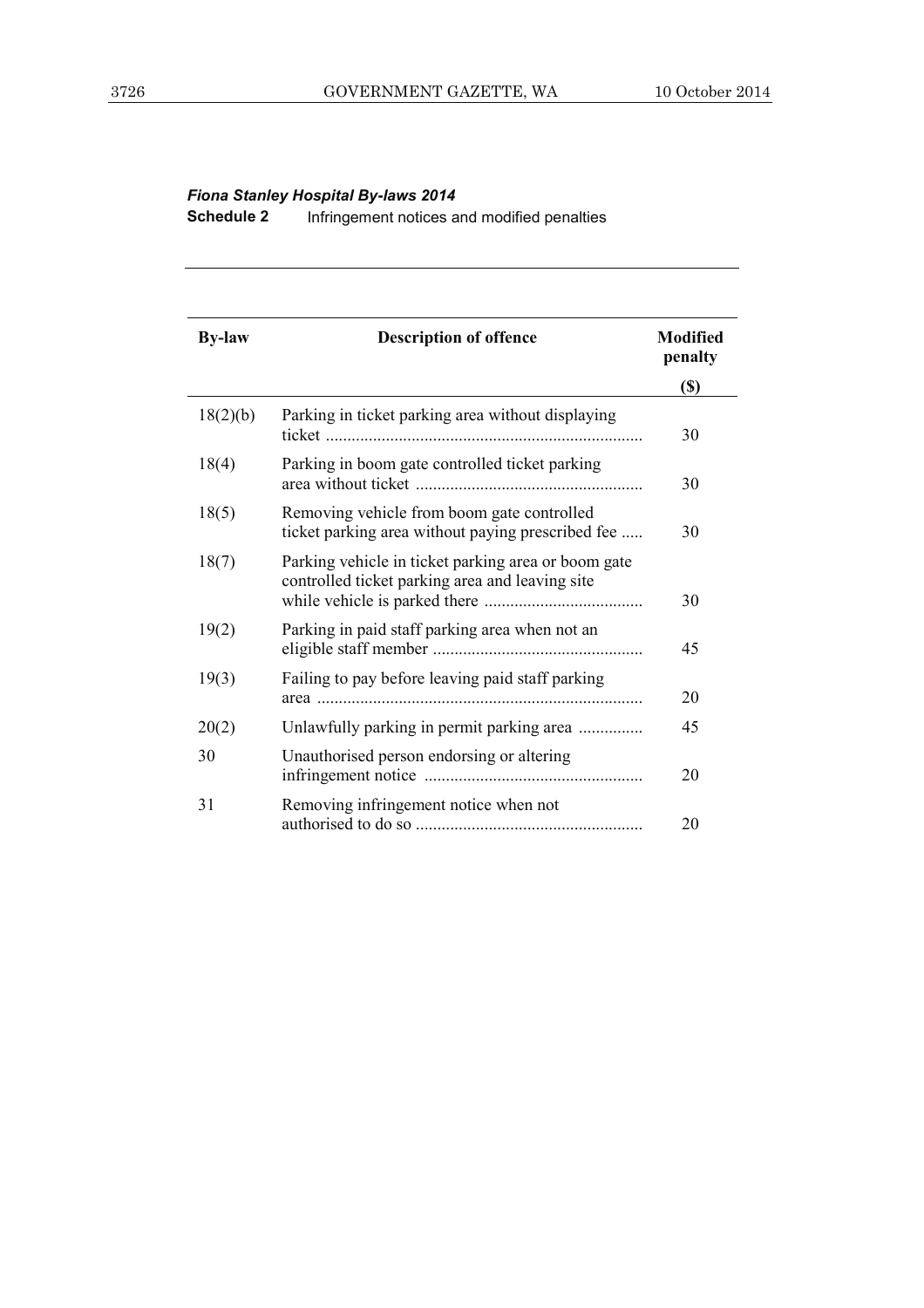*Fiona Stanley Hospital By-laws 2014*

**Schedule 2** Infringement notices and modified penalties

| By-law | Description of offence | Modified penalty |
|---|---|---|
| | | ($) |
| 18(2)(b) | Parking in ticket parking area without displaying ticket | 30 |
| 18(4) | Parking in boom gate controlled ticket parking area without ticket | 30 |
| 18(5) | Removing vehicle from boom gate controlled ticket parking area without paying prescribed fee | 30 |
| 18(7) | Parking vehicle in ticket parking area or boom gate controlled ticket parking area and leaving site while vehicle is parked there | 30 |
| 19(2) | Parking in paid staff parking area when not an eligible staff member | 45 |
| 19(3) | Failing to pay before leaving paid staff parking area | 20 |
| 20(2) | Unlawfully parking in permit parking area | 45 |
| 30 | Unauthorised person endorsing or altering infringement notice | 20 |
| 31 | Removing infringement notice when not authorised to do so | 20 |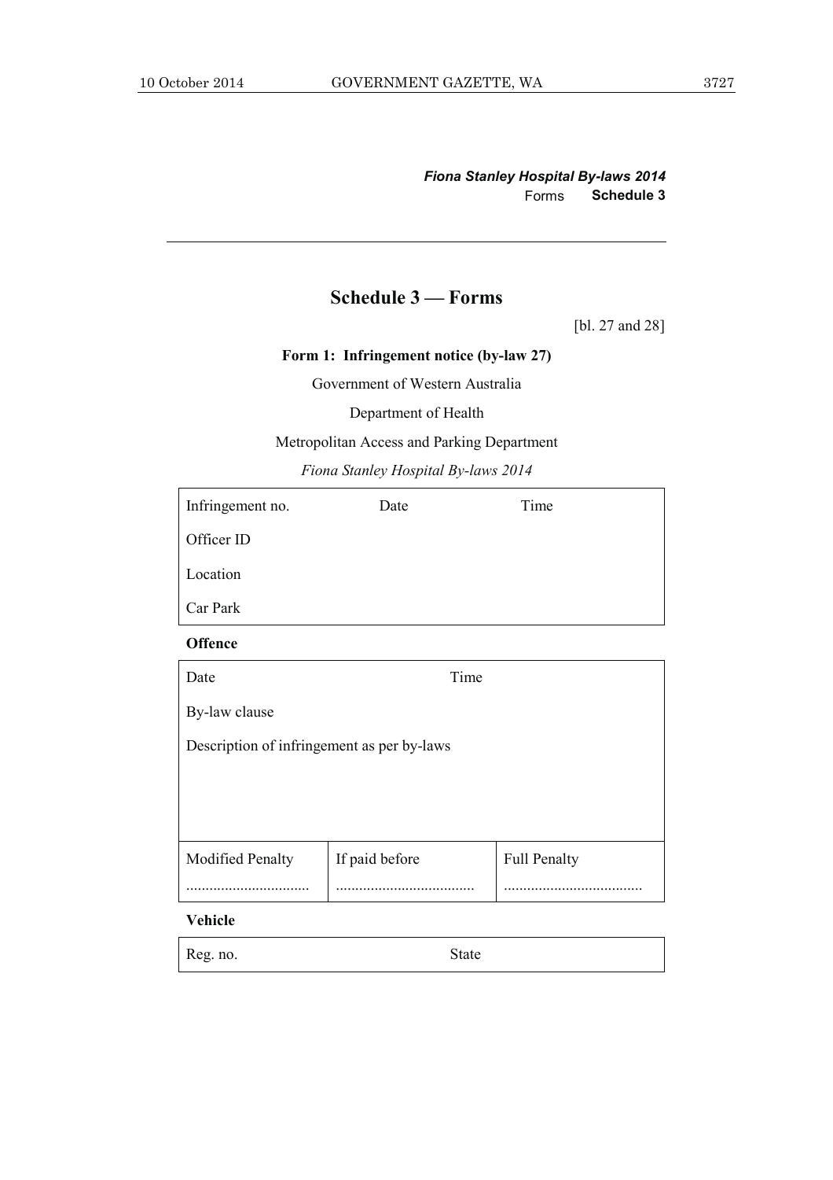## Schedule 3 — Forms

[bl. 27 and 28]

### Form 1: Infringement notice (by-law 27)

Government of Western Australia

Department of Health

Metropolitan Access and Parking Department

*Fiona Stanley Hospital By-laws 2014*

| Infringement no. | Date | Time |
|---|---|---|
| Officer ID | | |
| Location | | |
| Car Park | | |

**Offence**

| Date | | Time |
|---|---|---|
| By-law clause | | |
| Description of infringement as per by-laws | | |
| Modified Penalty ............................... | If paid before ................................... | Full Penalty ................................... |

**Vehicle**

| Reg. no. | State |
|---|---|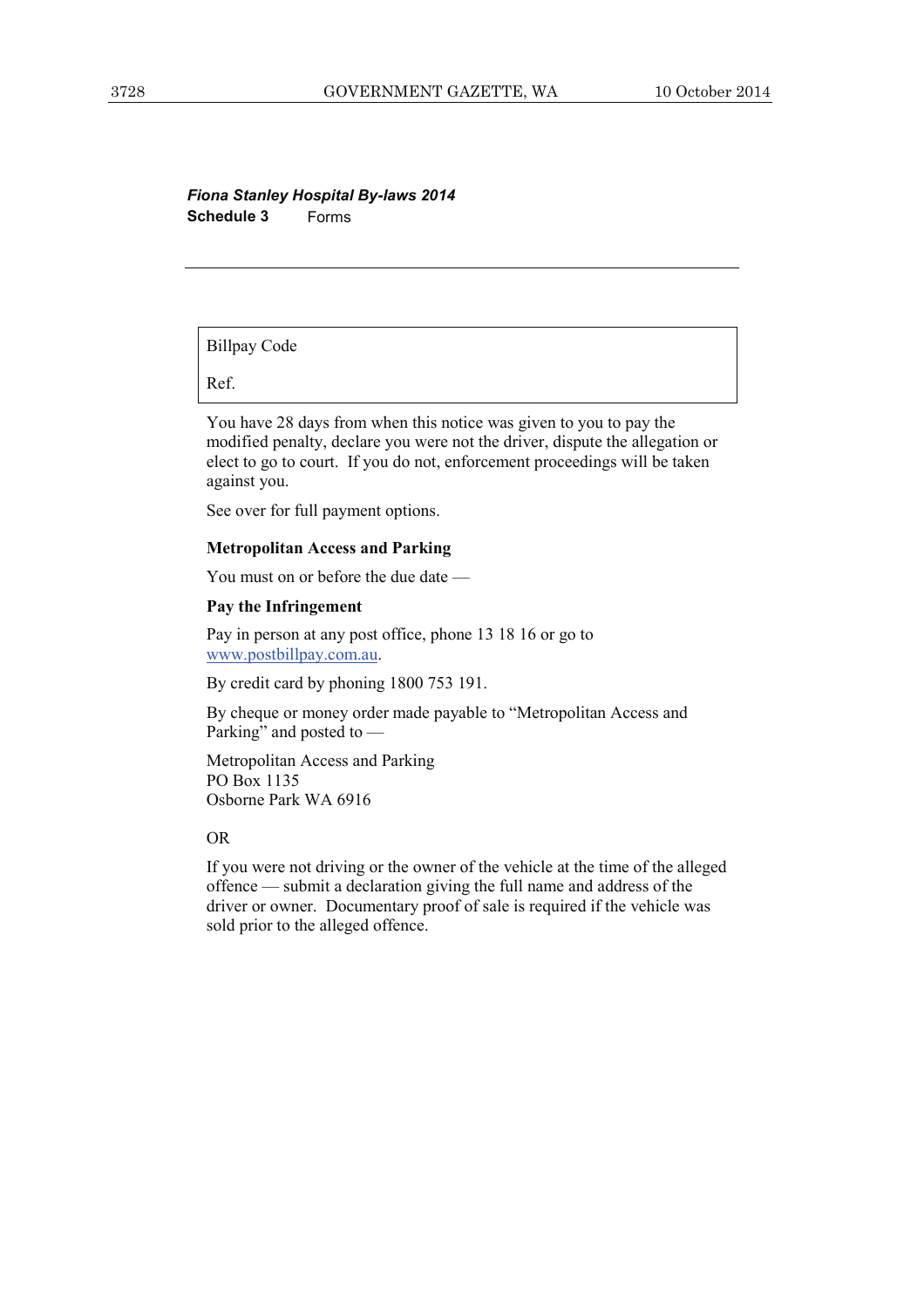*Fiona Stanley Hospital By-laws 2014*
**Schedule 3** Forms

---

| Billpay Code |
|---|
| Ref. |

You have 28 days from when this notice was given to you to pay the modified penalty, declare you were not the driver, dispute the allegation or elect to go to court. If you do not, enforcement proceedings will be taken against you.

See over for full payment options.

**Metropolitan Access and Parking**

You must on or before the due date —

**Pay the Infringement**

Pay in person at any post office, phone 13 18 16 or go to www.postbillpay.com.au.

By credit card by phoning 1800 753 191.

By cheque or money order made payable to "Metropolitan Access and Parking" and posted to —

Metropolitan Access and Parking
PO Box 1135
Osborne Park WA 6916

OR

If you were not driving or the owner of the vehicle at the time of the alleged offence — submit a declaration giving the full name and address of the driver or owner. Documentary proof of sale is required if the vehicle was sold prior to the alleged offence.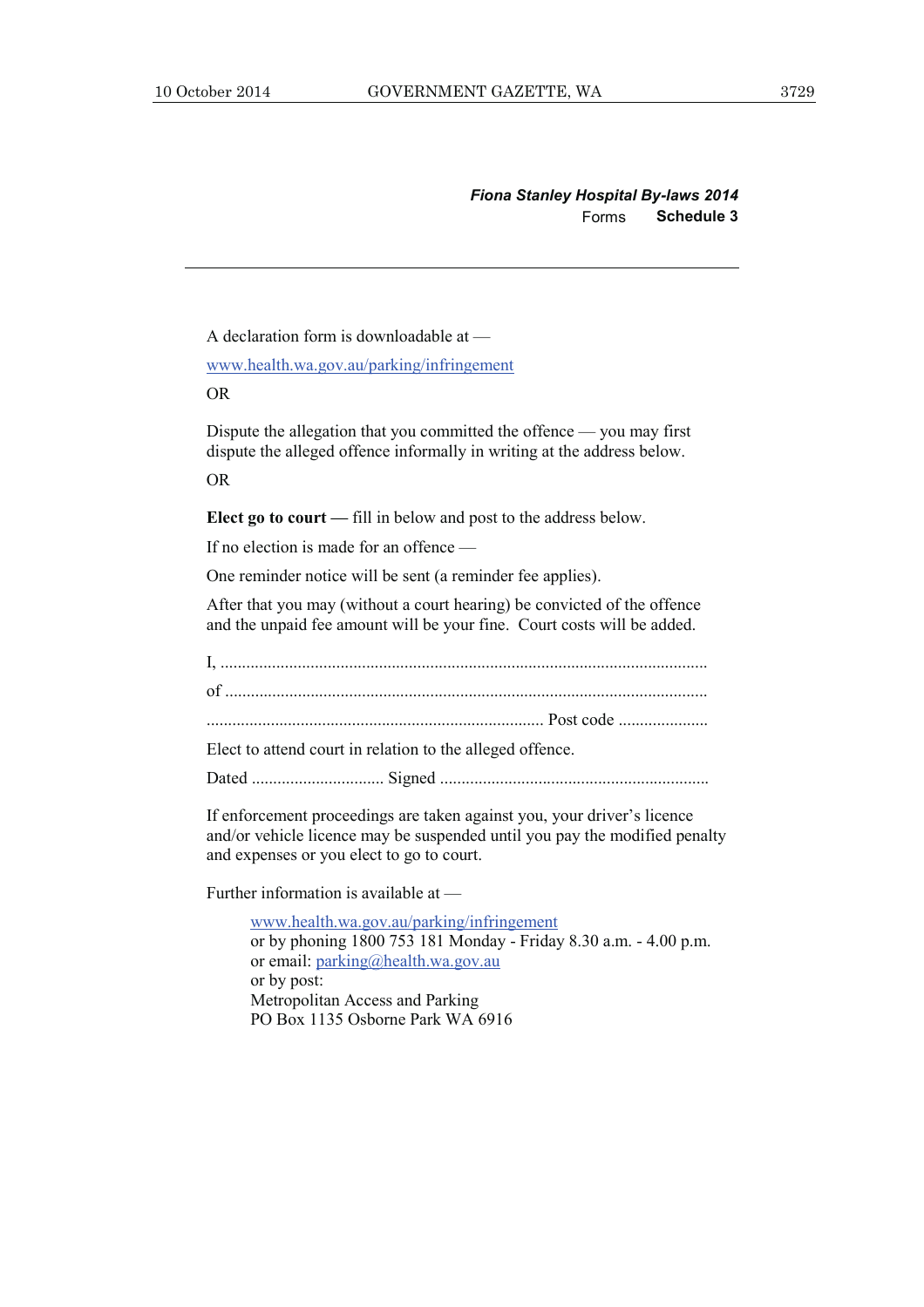*Fiona Stanley Hospital By-laws 2014*
Forms **Schedule 3**

A declaration form is downloadable at —

www.health.wa.gov.au/parking/infringement

OR

Dispute the allegation that you committed the offence — you may first dispute the alleged offence informally in writing at the address below.

OR

**Elect go to court —** fill in below and post to the address below.

If no election is made for an offence —

One reminder notice will be sent (a reminder fee applies).

After that you may (without a court hearing) be convicted of the offence and the unpaid fee amount will be your fine. Court costs will be added.

I, ..................................................................................................................

of ................................................................................................................

.............................................................................. Post code .....................

Elect to attend court in relation to the alleged offence.

Dated .............................. Signed ..............................................................

If enforcement proceedings are taken against you, your driver's licence and/or vehicle licence may be suspended until you pay the modified penalty and expenses or you elect to go to court.

Further information is available at —

> www.health.wa.gov.au/parking/infringement
> or by phoning 1800 753 181 Monday - Friday 8.30 a.m. - 4.00 p.m.
> or email: parking@health.wa.gov.au
> or by post:
> Metropolitan Access and Parking
> PO Box 1135 Osborne Park WA 6916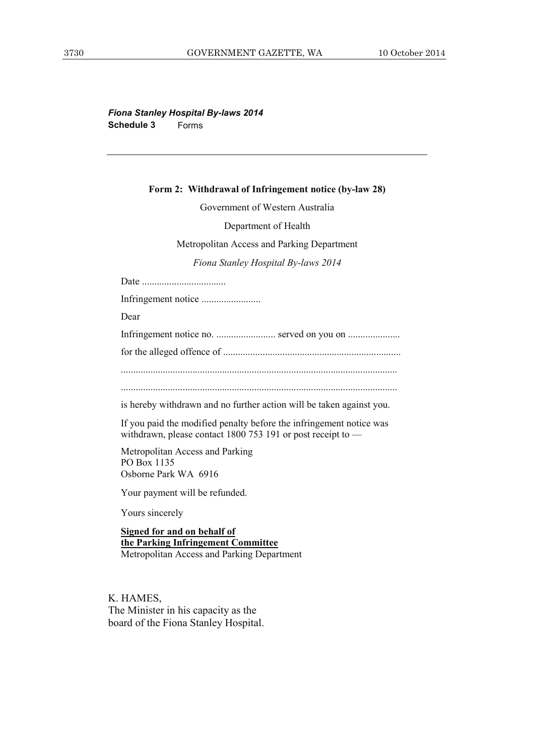*Fiona Stanley Hospital By-laws 2014*

**Schedule 3** Forms

---

**Form 2: Withdrawal of Infringement notice (by-law 28)**

Government of Western Australia

Department of Health

Metropolitan Access and Parking Department

*Fiona Stanley Hospital By-laws 2014*

Date ..................................

Infringement notice ........................

Dear

Infringement notice no. ........................ served on you on ....................

for the alleged offence of .......................................................................

..............................................................................................................

..............................................................................................................

is hereby withdrawn and no further action will be taken against you.

If you paid the modified penalty before the infringement notice was withdrawn, please contact 1800 753 191 or post receipt to —

Metropolitan Access and Parking
PO Box 1135
Osborne Park WA 6916

Your payment will be refunded.

Yours sincerely

**Signed for and on behalf of the Parking Infringement Committee**
Metropolitan Access and Parking Department

K. HAMES,
The Minister in his capacity as the
board of the Fiona Stanley Hospital.